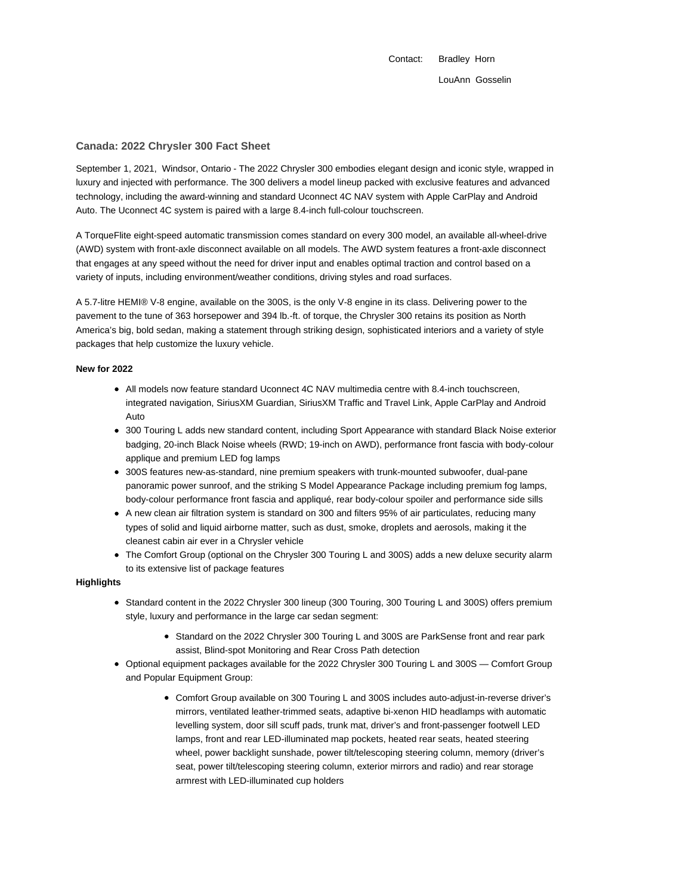Contact: Bradley Horn

LouAnn Gosselin

## Canada: 2022 Chrysler 300 Fact Sheet

September 1, 2021, Windsor, Ontario - The 2022 Chrysler 300 embodies elegant design and iconic style, wrapped in luxury and injected with performance. The 300 delivers a model lineup packed with exclusive features and advanced technology, including the award-winning and standard Uconnect 4C NAV system with Apple CarPlay and Android Auto. The Uconnect 4C system is paired with a large 8.4-inch full-colour touchscreen.

A TorqueFlite eight-speed automatic transmission comes standard on every 300 model, an available all-wheel-drive (AWD) system with front-axle disconnect available on all models. The AWD system features a front-axle disconnect that engages at any speed without the need for driver input and enables optimal traction and control based on a variety of inputs, including environment/weather conditions, driving styles and road surfaces.

A 5.7-litre HEMI® V-8 engine, available on the 300S, is the only V-8 engine in its class. Delivering power to the pavement to the tune of 363 horsepower and 394 lb.-ft. of torque, the Chrysler 300 retains its position as North America's big, bold sedan, making a statement through striking design, sophisticated interiors and a variety of style packages that help customize the luxury vehicle.

**New for 2022**

- All models now feature standard Uconnect 4C NAV multimedia centre with 8.4-inch touchscreen, integrated navigation, SiriusXM Guardian, SiriusXM Traffic and Travel Link, Apple CarPlay and Android Auto
- 300 Touring L adds new standard content, including Sport Appearance with standard Black Noise exterior badging, 20-inch Black Noise wheels (RWD; 19-inch on AWD), performance front fascia with body-colour applique and premium LED fog lamps
- 300S features new-as-standard, nine premium speakers with trunk-mounted subwoofer, dual-pane panoramic power sunroof, and the striking S Model Appearance Package including premium fog lamps, body-colour performance front fascia and appliqué, rear body-colour spoiler and performance side sills
- A new clean air filtration system is standard on 300 and filters 95% of air particulates, reducing many types of solid and liquid airborne matter, such as dust, smoke, droplets and aerosols, making it the cleanest cabin air ever in a Chrysler vehicle
- The Comfort Group (optional on the Chrysler 300 Touring L and 300S) adds a new deluxe security alarm to its extensive list of package features

**Highlights**

- Standard content in the 2022 Chrysler 300 lineup (300 Touring, 300 Touring L and 300S) offers premium style, luxury and performance in the large car sedan segment:
  - Standard on the 2022 Chrysler 300 Touring L and 300S are ParkSense front and rear park assist, Blind-spot Monitoring and Rear Cross Path detection
- Optional equipment packages available for the 2022 Chrysler 300 Touring L and 300S — Comfort Group and Popular Equipment Group:
  - Comfort Group available on 300 Touring L and 300S includes auto-adjust-in-reverse driver's mirrors, ventilated leather-trimmed seats, adaptive bi-xenon HID headlamps with automatic levelling system, door sill scuff pads, trunk mat, driver's and front-passenger footwell LED lamps, front and rear LED-illuminated map pockets, heated rear seats, heated steering wheel, power backlight sunshade, power tilt/telescoping steering column, memory (driver's seat, power tilt/telescoping steering column, exterior mirrors and radio) and rear storage armrest with LED-illuminated cup holders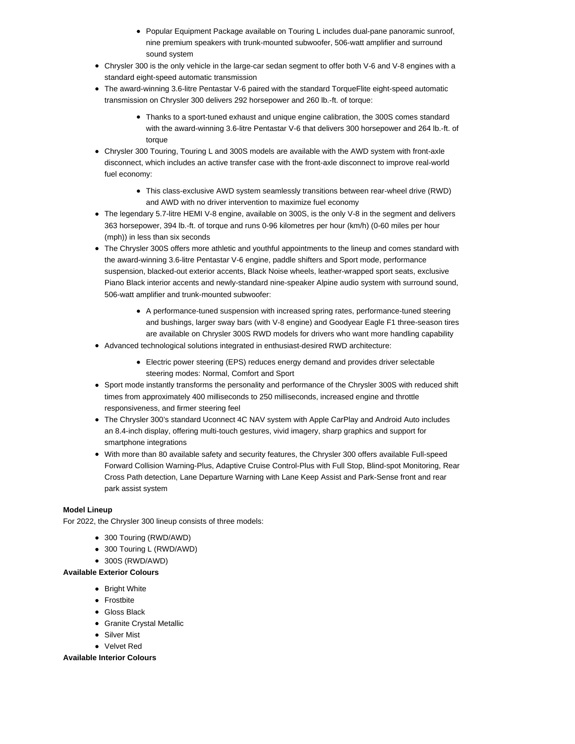- Popular Equipment Package available on Touring L includes dual-pane panoramic sunroof, nine premium speakers with trunk-mounted subwoofer, 506-watt amplifier and surround sound system
- Chrysler 300 is the only vehicle in the large-car sedan segment to offer both V-6 and V-8 engines with a standard eight-speed automatic transmission
- The award-winning 3.6-litre Pentastar V-6 paired with the standard TorqueFlite eight-speed automatic transmission on Chrysler 300 delivers 292 horsepower and 260 lb.-ft. of torque:
    - Thanks to a sport-tuned exhaust and unique engine calibration, the 300S comes standard with the award-winning 3.6-litre Pentastar V-6 that delivers 300 horsepower and 264 lb.-ft. of torque
- Chrysler 300 Touring, Touring L and 300S models are available with the AWD system with front-axle disconnect, which includes an active transfer case with the front-axle disconnect to improve real-world fuel economy:
    - This class-exclusive AWD system seamlessly transitions between rear-wheel drive (RWD) and AWD with no driver intervention to maximize fuel economy
- The legendary 5.7-litre HEMI V-8 engine, available on 300S, is the only V-8 in the segment and delivers 363 horsepower, 394 lb.-ft. of torque and runs 0-96 kilometres per hour (km/h) (0-60 miles per hour (mph)) in less than six seconds
- The Chrysler 300S offers more athletic and youthful appointments to the lineup and comes standard with the award-winning 3.6-litre Pentastar V-6 engine, paddle shifters and Sport mode, performance suspension, blacked-out exterior accents, Black Noise wheels, leather-wrapped sport seats, exclusive Piano Black interior accents and newly-standard nine-speaker Alpine audio system with surround sound, 506-watt amplifier and trunk-mounted subwoofer:
    - A performance-tuned suspension with increased spring rates, performance-tuned steering and bushings, larger sway bars (with V-8 engine) and Goodyear Eagle F1 three-season tires are available on Chrysler 300S RWD models for drivers who want more handling capability
- Advanced technological solutions integrated in enthusiast-desired RWD architecture:
    - Electric power steering (EPS) reduces energy demand and provides driver selectable steering modes: Normal, Comfort and Sport
- Sport mode instantly transforms the personality and performance of the Chrysler 300S with reduced shift times from approximately 400 milliseconds to 250 milliseconds, increased engine and throttle responsiveness, and firmer steering feel
- The Chrysler 300's standard Uconnect 4C NAV system with Apple CarPlay and Android Auto includes an 8.4-inch display, offering multi-touch gestures, vivid imagery, sharp graphics and support for smartphone integrations
- With more than 80 available safety and security features, the Chrysler 300 offers available Full-speed Forward Collision Warning-Plus, Adaptive Cruise Control-Plus with Full Stop, Blind-spot Monitoring, Rear Cross Path detection, Lane Departure Warning with Lane Keep Assist and Park-Sense front and rear park assist system

**Model Lineup**

For 2022, the Chrysler 300 lineup consists of three models:

- 300 Touring (RWD/AWD)
- 300 Touring L (RWD/AWD)
- 300S (RWD/AWD)

**Available Exterior Colours**

- Bright White
- Frostbite
- Gloss Black
- Granite Crystal Metallic
- Silver Mist
- Velvet Red

**Available Interior Colours**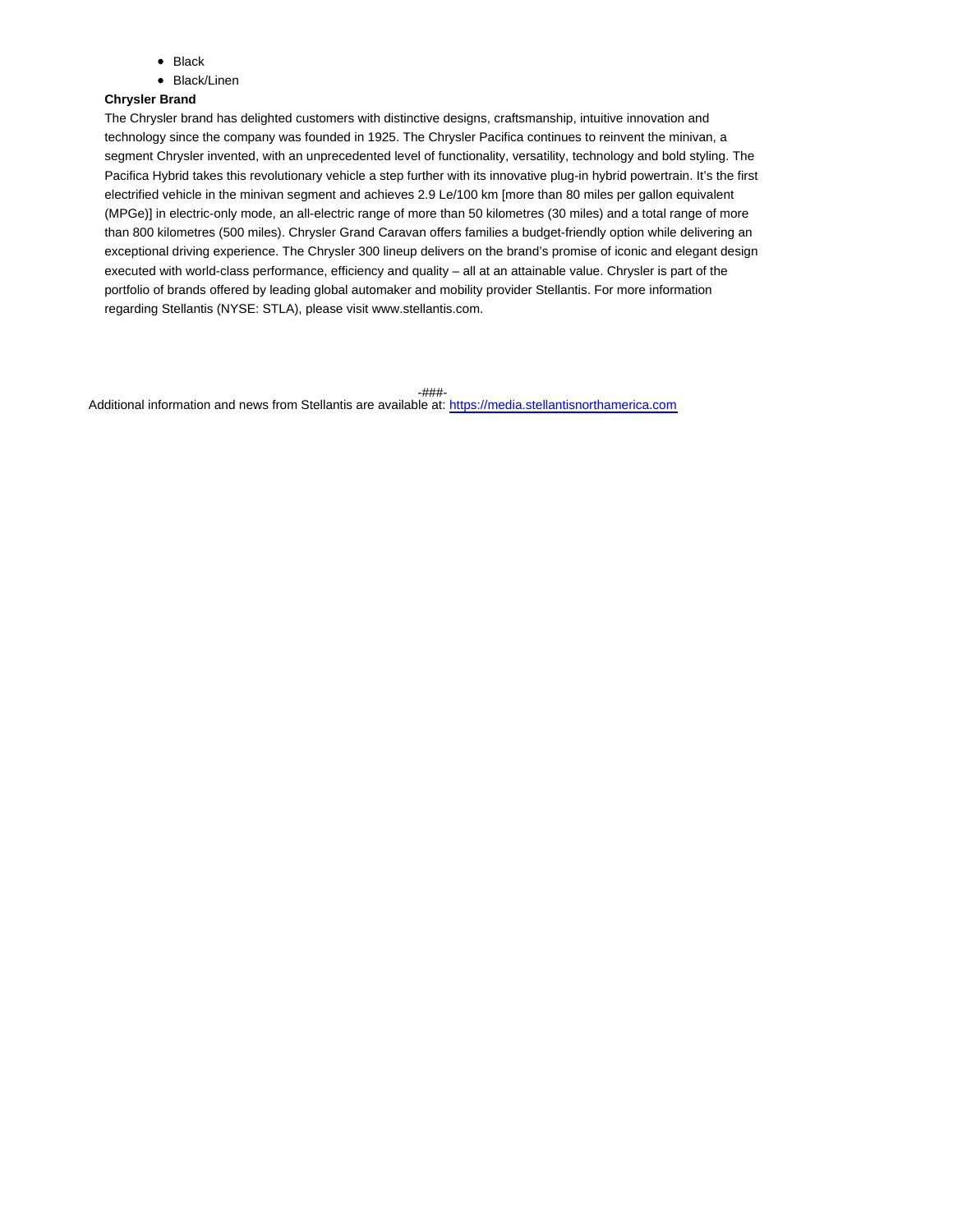- Black
- Black/Linen

**Chrysler Brand**

The Chrysler brand has delighted customers with distinctive designs, craftsmanship, intuitive innovation and technology since the company was founded in 1925. The Chrysler Pacifica continues to reinvent the minivan, a segment Chrysler invented, with an unprecedented level of functionality, versatility, technology and bold styling. The Pacifica Hybrid takes this revolutionary vehicle a step further with its innovative plug-in hybrid powertrain. It's the first electrified vehicle in the minivan segment and achieves 2.9 Le/100 km [more than 80 miles per gallon equivalent (MPGe)] in electric-only mode, an all-electric range of more than 50 kilometres (30 miles) and a total range of more than 800 kilometres (500 miles). Chrysler Grand Caravan offers families a budget-friendly option while delivering an exceptional driving experience. The Chrysler 300 lineup delivers on the brand's promise of iconic and elegant design executed with world-class performance, efficiency and quality – all at an attainable value. Chrysler is part of the portfolio of brands offered by leading global automaker and mobility provider Stellantis. For more information regarding Stellantis (NYSE: STLA), please visit www.stellantis.com.

-###-

Additional information and news from Stellantis are available at: https://media.stellantisnorthamerica.com